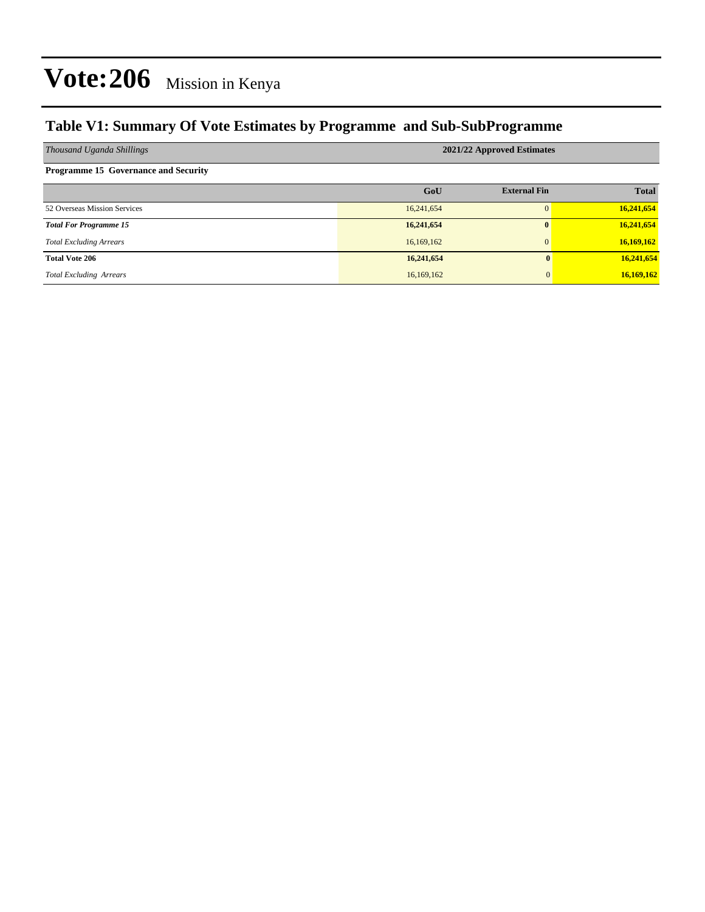# Vote:206 Mission in Kenya

## Table V1: Summary Of Vote Estimates by Programme and Sub-SubProgramme

| *Thousand Uganda Shillings* | 2021/22 Approved Estimates | | |
|---|---|---|---|
| **Programme 15 Governance and Security** | | | |
| | **GoU** | **External Fin** | **Total** |
| 52 Overseas Mission Services | 16,241,654 | 0 | **16,241,654** |
| ***Total For Programme 15*** | **16,241,654** | **0** | **16,241,654** |
| *Total Excluding Arrears* | 16,169,162 | 0 | **16,169,162** |
| **Total Vote 206** | **16,241,654** | **0** | **16,241,654** |
| *Total Excluding Arrears* | 16,169,162 | 0 | **16,169,162** |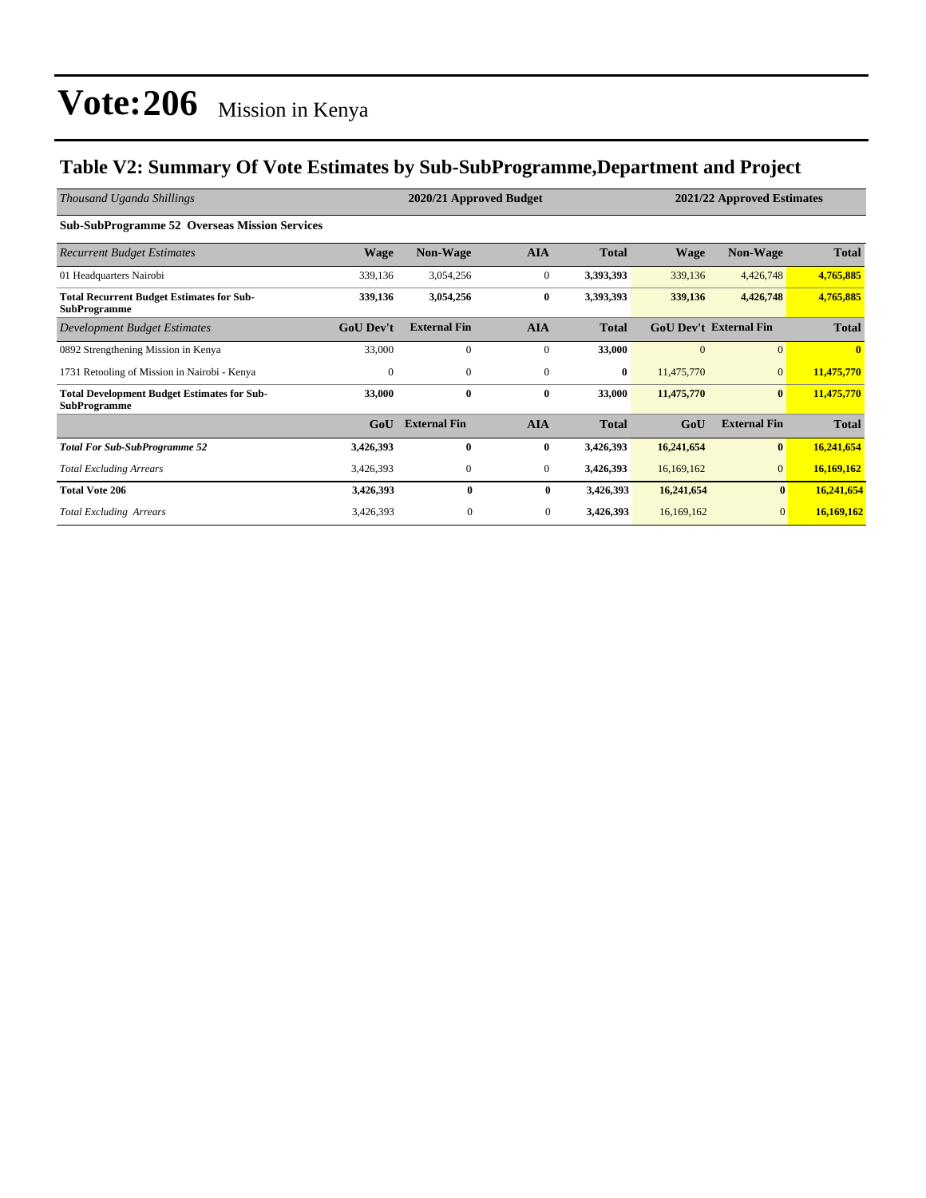# Vote:206 Mission in Kenya

## Table V2: Summary Of Vote Estimates by Sub-SubProgramme,Department and Project

| *Thousand Uganda Shillings* | 2020/21 Approved Budget | | | | 2021/22 Approved Estimates | | |
|---|---|---|---|---|---|---|---|
| **Sub-SubProgramme 52 Overseas Mission Services** | | | | | | | |
| *Recurrent Budget Estimates* | **Wage** | **Non-Wage** | **AIA** | **Total** | **Wage** | **Non-Wage** | **Total** |
| 01 Headquarters Nairobi | 339,136 | 3,054,256 | 0 | **3,393,393** | 339,136 | 4,426,748 | **4,765,885** |
| **Total Recurrent Budget Estimates for Sub-SubProgramme** | **339,136** | **3,054,256** | **0** | **3,393,393** | **339,136** | **4,426,748** | **4,765,885** |
| *Development Budget Estimates* | **GoU Dev't** | **External Fin** | **AIA** | **Total** | **GoU Dev't** | **External Fin** | **Total** |
| 0892 Strengthening Mission in Kenya | 33,000 | 0 | 0 | **33,000** | 0 | 0 | **0** |
| 1731 Retooling of Mission in Nairobi - Kenya | 0 | 0 | 0 | **0** | 11,475,770 | 0 | **11,475,770** |
| **Total Development Budget Estimates for Sub-SubProgramme** | **33,000** | **0** | **0** | **33,000** | **11,475,770** | **0** | **11,475,770** |
| | **GoU** | **External Fin** | **AIA** | **Total** | **GoU** | **External Fin** | **Total** |
| ***Total For Sub-SubProgramme 52*** | **3,426,393** | **0** | **0** | **3,426,393** | **16,241,654** | **0** | **16,241,654** |
| *Total Excluding Arrears* | 3,426,393 | 0 | 0 | **3,426,393** | 16,169,162 | 0 | **16,169,162** |
| **Total Vote 206** | **3,426,393** | **0** | **0** | **3,426,393** | **16,241,654** | **0** | **16,241,654** |
| *Total Excluding Arrears* | 3,426,393 | 0 | 0 | **3,426,393** | 16,169,162 | 0 | **16,169,162** |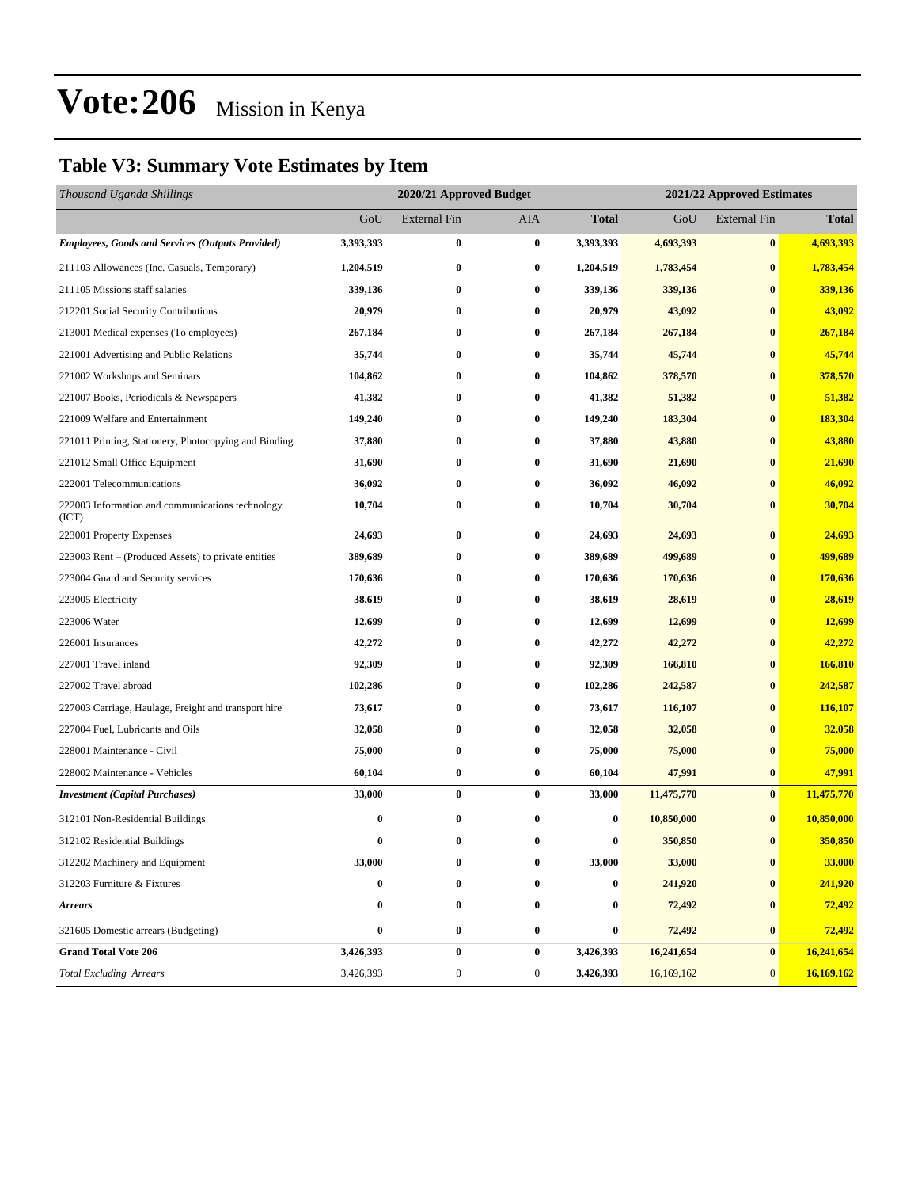# Vote:206 Mission in Kenya

## Table V3: Summary Vote Estimates by Item

| *Thousand Uganda Shillings* | 2020/21 Approved Budget | | | | 2021/22 Approved Estimates | | |
|---|---|---|---|---|---|---|---|
| | GoU | External Fin | AIA | **Total** | GoU | External Fin | **Total** |
| ***Employees, Goods and Services (Outputs Provided)*** | **3,393,393** | **0** | **0** | **3,393,393** | **4,693,393** | **0** | **4,693,393** |
| 211103 Allowances (Inc. Casuals, Temporary) | **1,204,519** | **0** | **0** | **1,204,519** | **1,783,454** | **0** | **1,783,454** |
| 211105 Missions staff salaries | **339,136** | **0** | **0** | **339,136** | **339,136** | **0** | **339,136** |
| 212201 Social Security Contributions | **20,979** | **0** | **0** | **20,979** | **43,092** | **0** | **43,092** |
| 213001 Medical expenses (To employees) | **267,184** | **0** | **0** | **267,184** | **267,184** | **0** | **267,184** |
| 221001 Advertising and Public Relations | **35,744** | **0** | **0** | **35,744** | **45,744** | **0** | **45,744** |
| 221002 Workshops and Seminars | **104,862** | **0** | **0** | **104,862** | **378,570** | **0** | **378,570** |
| 221007 Books, Periodicals & Newspapers | **41,382** | **0** | **0** | **41,382** | **51,382** | **0** | **51,382** |
| 221009 Welfare and Entertainment | **149,240** | **0** | **0** | **149,240** | **183,304** | **0** | **183,304** |
| 221011 Printing, Stationery, Photocopying and Binding | **37,880** | **0** | **0** | **37,880** | **43,880** | **0** | **43,880** |
| 221012 Small Office Equipment | **31,690** | **0** | **0** | **31,690** | **21,690** | **0** | **21,690** |
| 222001 Telecommunications | **36,092** | **0** | **0** | **36,092** | **46,092** | **0** | **46,092** |
| 222003 Information and communications technology (ICT) | **10,704** | **0** | **0** | **10,704** | **30,704** | **0** | **30,704** |
| 223001 Property Expenses | **24,693** | **0** | **0** | **24,693** | **24,693** | **0** | **24,693** |
| 223003 Rent – (Produced Assets) to private entities | **389,689** | **0** | **0** | **389,689** | **499,689** | **0** | **499,689** |
| 223004 Guard and Security services | **170,636** | **0** | **0** | **170,636** | **170,636** | **0** | **170,636** |
| 223005 Electricity | **38,619** | **0** | **0** | **38,619** | **28,619** | **0** | **28,619** |
| 223006 Water | **12,699** | **0** | **0** | **12,699** | **12,699** | **0** | **12,699** |
| 226001 Insurances | **42,272** | **0** | **0** | **42,272** | **42,272** | **0** | **42,272** |
| 227001 Travel inland | **92,309** | **0** | **0** | **92,309** | **166,810** | **0** | **166,810** |
| 227002 Travel abroad | **102,286** | **0** | **0** | **102,286** | **242,587** | **0** | **242,587** |
| 227003 Carriage, Haulage, Freight and transport hire | **73,617** | **0** | **0** | **73,617** | **116,107** | **0** | **116,107** |
| 227004 Fuel, Lubricants and Oils | **32,058** | **0** | **0** | **32,058** | **32,058** | **0** | **32,058** |
| 228001 Maintenance - Civil | **75,000** | **0** | **0** | **75,000** | **75,000** | **0** | **75,000** |
| 228002 Maintenance - Vehicles | **60,104** | **0** | **0** | **60,104** | **47,991** | **0** | **47,991** |
| ***Investment (Capital Purchases)*** | **33,000** | **0** | **0** | **33,000** | **11,475,770** | **0** | **11,475,770** |
| 312101 Non-Residential Buildings | **0** | **0** | **0** | **0** | **10,850,000** | **0** | **10,850,000** |
| 312102 Residential Buildings | **0** | **0** | **0** | **0** | **350,850** | **0** | **350,850** |
| 312202 Machinery and Equipment | **33,000** | **0** | **0** | **33,000** | **33,000** | **0** | **33,000** |
| 312203 Furniture & Fixtures | **0** | **0** | **0** | **0** | **241,920** | **0** | **241,920** |
| ***Arrears*** | **0** | **0** | **0** | **0** | **72,492** | **0** | **72,492** |
| 321605 Domestic arrears (Budgeting) | **0** | **0** | **0** | **0** | **72,492** | **0** | **72,492** |
| **Grand Total Vote 206** | **3,426,393** | **0** | **0** | **3,426,393** | **16,241,654** | **0** | **16,241,654** |
| *Total Excluding Arrears* | 3,426,393 | 0 | 0 | **3,426,393** | 16,169,162 | 0 | **16,169,162** |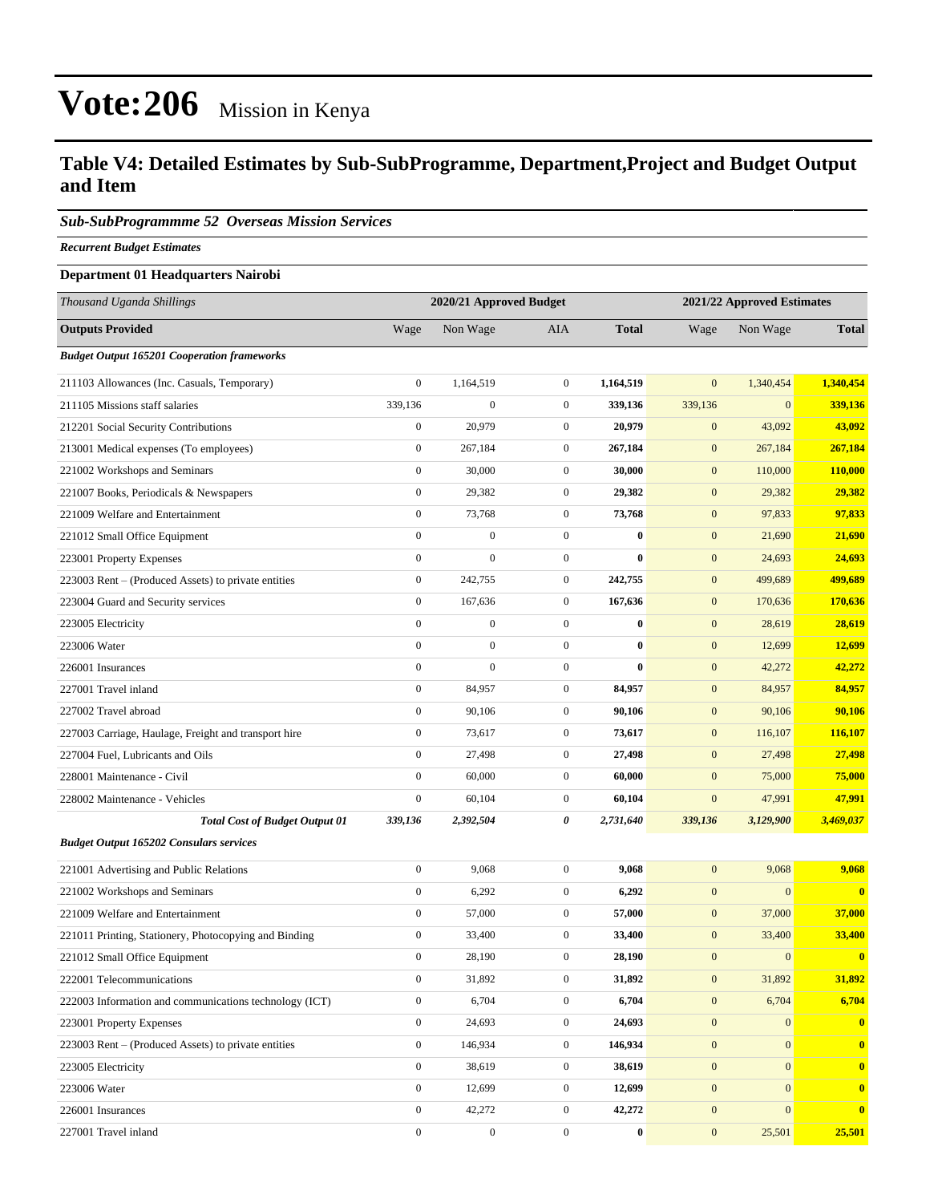# Vote:206 Mission in Kenya

## Table V4: Detailed Estimates by Sub-SubProgramme, Department,Project and Budget Output and Item

### *Sub-SubProgrammme 52 Overseas Mission Services*

***Recurrent Budget Estimates***

**Department 01 Headquarters Nairobi**

| *Thousand Uganda Shillings* | 2020/21 Approved Budget | | | | 2021/22 Approved Estimates | | |
|---|---|---|---|---|---|---|---|
| **Outputs Provided** | Wage | Non Wage | AIA | **Total** | Wage | Non Wage | **Total** |
| ***Budget Output 165201 Cooperation frameworks*** | | | | | | | |
| 211103 Allowances (Inc. Casuals, Temporary) | 0 | 1,164,519 | 0 | **1,164,519** | 0 | 1,340,454 | **1,340,454** |
| 211105 Missions staff salaries | 339,136 | 0 | 0 | **339,136** | 339,136 | 0 | **339,136** |
| 212201 Social Security Contributions | 0 | 20,979 | 0 | **20,979** | 0 | 43,092 | **43,092** |
| 213001 Medical expenses (To employees) | 0 | 267,184 | 0 | **267,184** | 0 | 267,184 | **267,184** |
| 221002 Workshops and Seminars | 0 | 30,000 | 0 | **30,000** | 0 | 110,000 | **110,000** |
| 221007 Books, Periodicals & Newspapers | 0 | 29,382 | 0 | **29,382** | 0 | 29,382 | **29,382** |
| 221009 Welfare and Entertainment | 0 | 73,768 | 0 | **73,768** | 0 | 97,833 | **97,833** |
| 221012 Small Office Equipment | 0 | 0 | 0 | **0** | 0 | 21,690 | **21,690** |
| 223001 Property Expenses | 0 | 0 | 0 | **0** | 0 | 24,693 | **24,693** |
| 223003 Rent – (Produced Assets) to private entities | 0 | 242,755 | 0 | **242,755** | 0 | 499,689 | **499,689** |
| 223004 Guard and Security services | 0 | 167,636 | 0 | **167,636** | 0 | 170,636 | **170,636** |
| 223005 Electricity | 0 | 0 | 0 | **0** | 0 | 28,619 | **28,619** |
| 223006 Water | 0 | 0 | 0 | **0** | 0 | 12,699 | **12,699** |
| 226001 Insurances | 0 | 0 | 0 | **0** | 0 | 42,272 | **42,272** |
| 227001 Travel inland | 0 | 84,957 | 0 | **84,957** | 0 | 84,957 | **84,957** |
| 227002 Travel abroad | 0 | 90,106 | 0 | **90,106** | 0 | 90,106 | **90,106** |
| 227003 Carriage, Haulage, Freight and transport hire | 0 | 73,617 | 0 | **73,617** | 0 | 116,107 | **116,107** |
| 227004 Fuel, Lubricants and Oils | 0 | 27,498 | 0 | **27,498** | 0 | 27,498 | **27,498** |
| 228001 Maintenance - Civil | 0 | 60,000 | 0 | **60,000** | 0 | 75,000 | **75,000** |
| 228002 Maintenance - Vehicles | 0 | 60,104 | 0 | **60,104** | 0 | 47,991 | **47,991** |
| ***Total Cost of Budget Output 01*** | ***339,136*** | ***2,392,504*** | ***0*** | ***2,731,640*** | ***339,136*** | ***3,129,900*** | ***3,469,037*** |
| ***Budget Output 165202 Consulars services*** | | | | | | | |
| 221001 Advertising and Public Relations | 0 | 9,068 | 0 | **9,068** | 0 | 9,068 | **9,068** |
| 221002 Workshops and Seminars | 0 | 6,292 | 0 | **6,292** | 0 | 0 | **0** |
| 221009 Welfare and Entertainment | 0 | 57,000 | 0 | **57,000** | 0 | 37,000 | **37,000** |
| 221011 Printing, Stationery, Photocopying and Binding | 0 | 33,400 | 0 | **33,400** | 0 | 33,400 | **33,400** |
| 221012 Small Office Equipment | 0 | 28,190 | 0 | **28,190** | 0 | 0 | **0** |
| 222001 Telecommunications | 0 | 31,892 | 0 | **31,892** | 0 | 31,892 | **31,892** |
| 222003 Information and communications technology (ICT) | 0 | 6,704 | 0 | **6,704** | 0 | 6,704 | **6,704** |
| 223001 Property Expenses | 0 | 24,693 | 0 | **24,693** | 0 | 0 | **0** |
| 223003 Rent – (Produced Assets) to private entities | 0 | 146,934 | 0 | **146,934** | 0 | 0 | **0** |
| 223005 Electricity | 0 | 38,619 | 0 | **38,619** | 0 | 0 | **0** |
| 223006 Water | 0 | 12,699 | 0 | **12,699** | 0 | 0 | **0** |
| 226001 Insurances | 0 | 42,272 | 0 | **42,272** | 0 | 0 | **0** |
| 227001 Travel inland | 0 | 0 | 0 | **0** | 0 | 25,501 | **25,501** |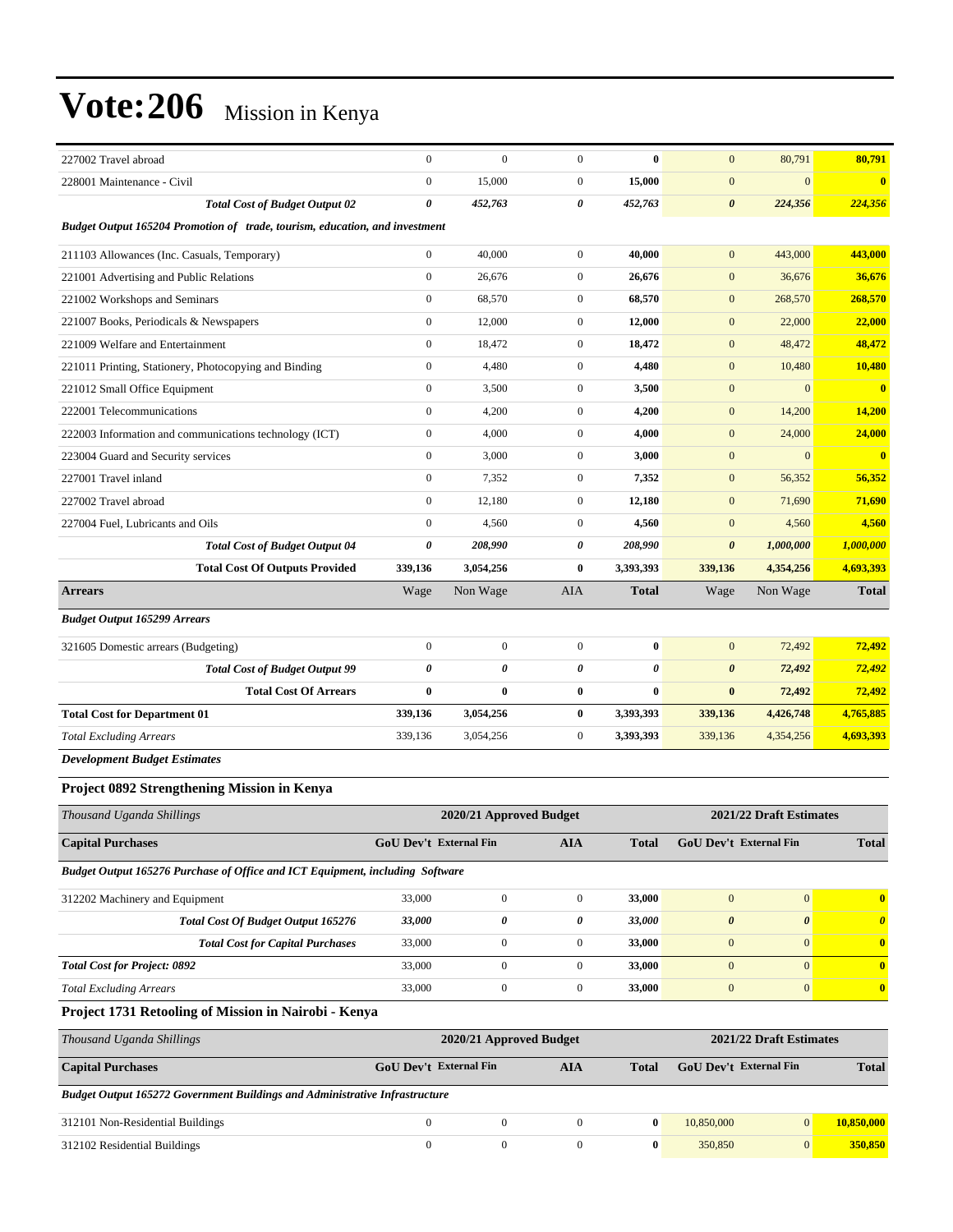| | | | | | | | |
|---|---|---|---|---|---|---|---|
| 227002 Travel abroad | 0 | 0 | 0 | **0** | 0 | 80,791 | **80,791** |
| 228001 Maintenance - Civil | 0 | 15,000 | 0 | **15,000** | 0 | 0 | **0** |
| ***Total Cost of Budget Output 02*** | ***0*** | ***452,763*** | ***0*** | ***452,763*** | ***0*** | ***224,356*** | ***224,356*** |
| ***Budget Output 165204 Promotion of trade, tourism, education, and investment*** | | | | | | | |
| 211103 Allowances (Inc. Casuals, Temporary) | 0 | 40,000 | 0 | **40,000** | 0 | 443,000 | **443,000** |
| 221001 Advertising and Public Relations | 0 | 26,676 | 0 | **26,676** | 0 | 36,676 | **36,676** |
| 221002 Workshops and Seminars | 0 | 68,570 | 0 | **68,570** | 0 | 268,570 | **268,570** |
| 221007 Books, Periodicals & Newspapers | 0 | 12,000 | 0 | **12,000** | 0 | 22,000 | **22,000** |
| 221009 Welfare and Entertainment | 0 | 18,472 | 0 | **18,472** | 0 | 48,472 | **48,472** |
| 221011 Printing, Stationery, Photocopying and Binding | 0 | 4,480 | 0 | **4,480** | 0 | 10,480 | **10,480** |
| 221012 Small Office Equipment | 0 | 3,500 | 0 | **3,500** | 0 | 0 | **0** |
| 222001 Telecommunications | 0 | 4,200 | 0 | **4,200** | 0 | 14,200 | **14,200** |
| 222003 Information and communications technology (ICT) | 0 | 4,000 | 0 | **4,000** | 0 | 24,000 | **24,000** |
| 223004 Guard and Security services | 0 | 3,000 | 0 | **3,000** | 0 | 0 | **0** |
| 227001 Travel inland | 0 | 7,352 | 0 | **7,352** | 0 | 56,352 | **56,352** |
| 227002 Travel abroad | 0 | 12,180 | 0 | **12,180** | 0 | 71,690 | **71,690** |
| 227004 Fuel, Lubricants and Oils | 0 | 4,560 | 0 | **4,560** | 0 | 4,560 | **4,560** |
| ***Total Cost of Budget Output 04*** | ***0*** | ***208,990*** | ***0*** | ***208,990*** | ***0*** | ***1,000,000*** | ***1,000,000*** |
| **Total Cost Of Outputs Provided** | **339,136** | **3,054,256** | **0** | **3,393,393** | **339,136** | **4,354,256** | **4,693,393** |
| **Arrears** | Wage | Non Wage | AIA | **Total** | Wage | Non Wage | **Total** |
| ***Budget Output 165299 Arrears*** | | | | | | | |
| 321605 Domestic arrears (Budgeting) | 0 | 0 | 0 | **0** | 0 | 72,492 | **72,492** |
| ***Total Cost of Budget Output 99*** | ***0*** | ***0*** | ***0*** | ***0*** | ***0*** | ***72,492*** | ***72,492*** |
| **Total Cost Of Arrears** | **0** | **0** | **0** | **0** | **0** | **72,492** | **72,492** |
| **Total Cost for Department 01** | **339,136** | **3,054,256** | **0** | **3,393,393** | **339,136** | **4,426,748** | **4,765,885** |
| *Total Excluding Arrears* | 339,136 | 3,054,256 | 0 | **3,393,393** | 339,136 | 4,354,256 | **4,693,393** |

***Development Budget Estimates***

### Project 0892 Strengthening Mission in Kenya

| *Thousand Uganda Shillings* | 2020/21 Approved Budget | | | | 2021/22 Draft Estimates | | |
|---|---|---|---|---|---|---|---|
| **Capital Purchases** | **GoU Dev't** | **External Fin** | **AIA** | **Total** | **GoU Dev't** | **External Fin** | **Total** |
| ***Budget Output 165276 Purchase of Office and ICT Equipment, including Software*** | | | | | | | |
| 312202 Machinery and Equipment | 33,000 | 0 | 0 | **33,000** | 0 | 0 | **0** |
| ***Total Cost Of Budget Output 165276*** | ***33,000*** | ***0*** | ***0*** | ***33,000*** | ***0*** | ***0*** | ***0*** |
| ***Total Cost for Capital Purchases*** | 33,000 | 0 | 0 | **33,000** | 0 | 0 | **0** |
| ***Total Cost for Project: 0892*** | 33,000 | 0 | 0 | **33,000** | 0 | 0 | **0** |
| *Total Excluding Arrears* | 33,000 | 0 | 0 | **33,000** | 0 | 0 | **0** |

### Project 1731 Retooling of Mission in Nairobi - Kenya

| *Thousand Uganda Shillings* | 2020/21 Approved Budget | | | | 2021/22 Draft Estimates | | |
|---|---|---|---|---|---|---|---|
| **Capital Purchases** | **GoU Dev't** | **External Fin** | **AIA** | **Total** | **GoU Dev't** | **External Fin** | **Total** |
| ***Budget Output 165272 Government Buildings and Administrative Infrastructure*** | | | | | | | |
| 312101 Non-Residential Buildings | 0 | 0 | 0 | **0** | 10,850,000 | 0 | **10,850,000** |
| 312102 Residential Buildings | 0 | 0 | 0 | **0** | 350,850 | 0 | **350,850** |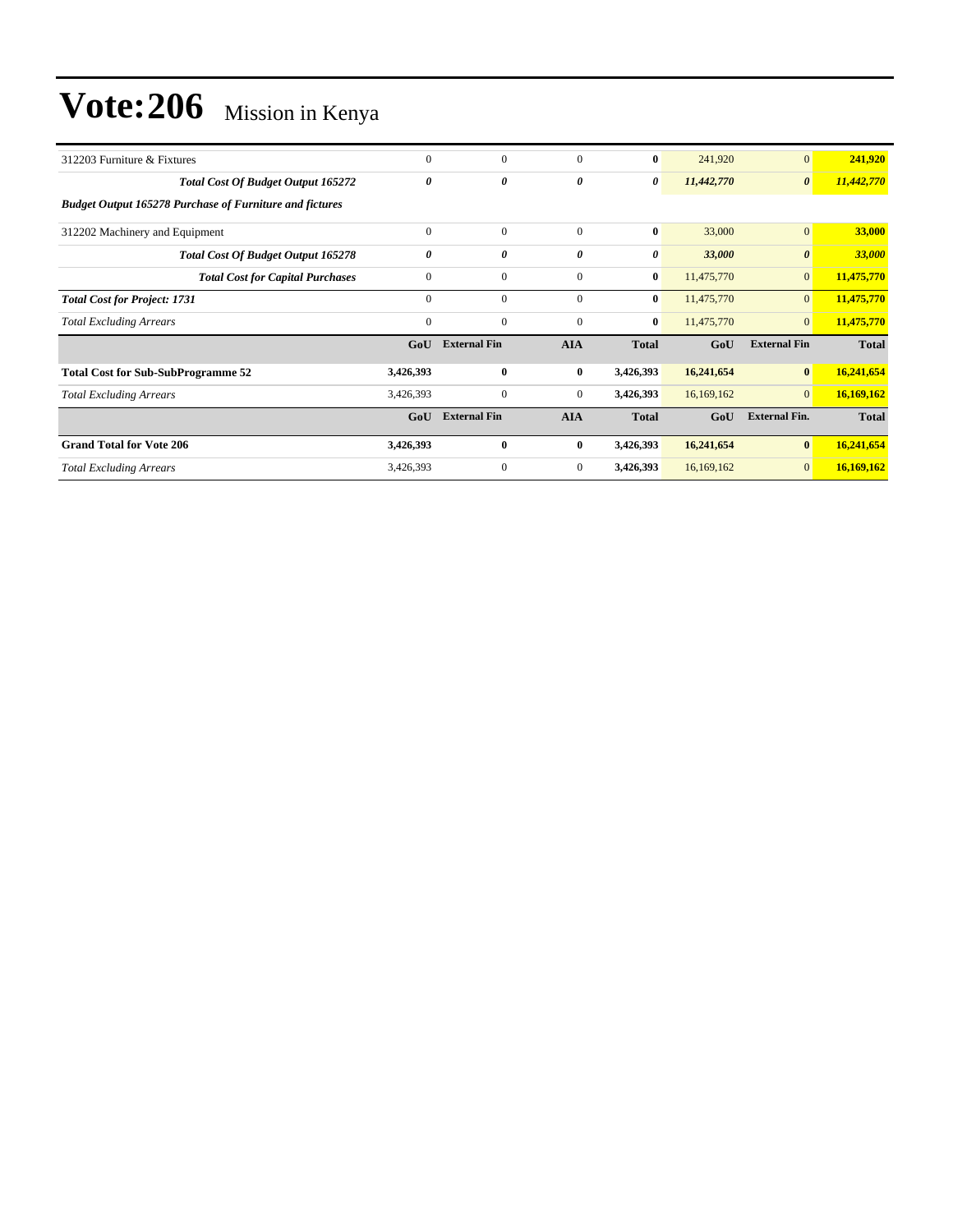# Vote:206 Mission in Kenya

| | | | | | | | |
|---|---|---|---|---|---|---|---|
| 312203 Furniture & Fixtures | 0 | 0 | 0 | **0** | 241,920 | 0 | **241,920** |
| ***Total Cost Of Budget Output 165272*** | ***0*** | ***0*** | ***0*** | ***0*** | ***11,442,770*** | ***0*** | ***11,442,770*** |
| ***Budget Output 165278 Purchase of Furniture and fictures*** | | | | | | | |
| 312202 Machinery and Equipment | 0 | 0 | 0 | **0** | 33,000 | 0 | **33,000** |
| ***Total Cost Of Budget Output 165278*** | ***0*** | ***0*** | ***0*** | ***0*** | ***33,000*** | ***0*** | ***33,000*** |
| ***Total Cost for Capital Purchases*** | 0 | 0 | 0 | **0** | 11,475,770 | 0 | **11,475,770** |
| ***Total Cost for Project: 1731*** | 0 | 0 | 0 | **0** | 11,475,770 | 0 | **11,475,770** |
| *Total Excluding Arrears* | 0 | 0 | 0 | **0** | 11,475,770 | 0 | **11,475,770** |
| | **GoU** | **External Fin** | **AIA** | **Total** | **GoU** | **External Fin** | **Total** |
| **Total Cost for Sub-SubProgramme 52** | **3,426,393** | **0** | **0** | **3,426,393** | **16,241,654** | **0** | **16,241,654** |
| *Total Excluding Arrears* | 3,426,393 | 0 | 0 | **3,426,393** | 16,169,162 | 0 | **16,169,162** |
| | **GoU** | **External Fin** | **AIA** | **Total** | **GoU** | **External Fin.** | **Total** |
| **Grand Total for Vote 206** | **3,426,393** | **0** | **0** | **3,426,393** | **16,241,654** | **0** | **16,241,654** |
| *Total Excluding Arrears* | 3,426,393 | 0 | 0 | **3,426,393** | 16,169,162 | 0 | **16,169,162** |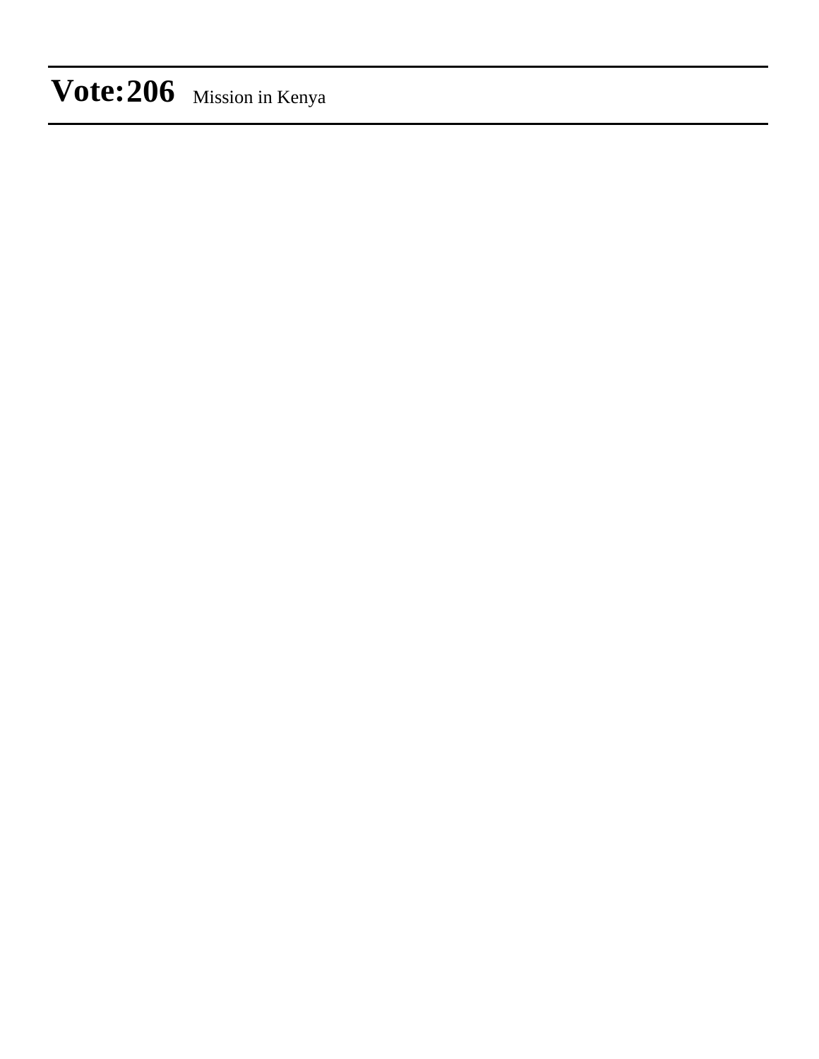# Vote:206 Mission in Kenya